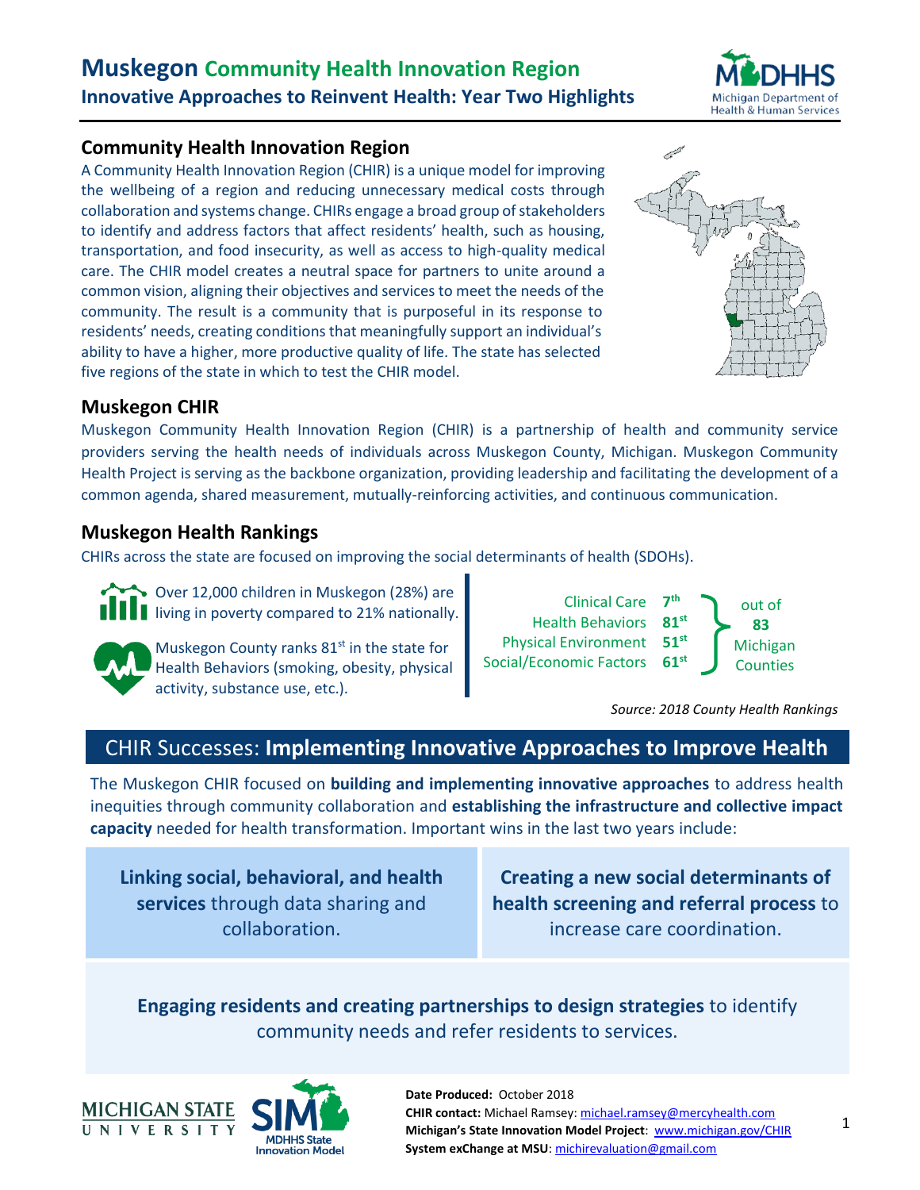# Muskegon Community Health Innovation Region

## Innovative Approaches to Reinvent Health: Year Two Highlights

### Community Health Innovation Region

A Community Health Innovation Region (CHIR) is a unique model for improving the wellbeing of a region and reducing unnecessary medical costs through collaboration and systems change. CHIRs engage a broad group of stakeholders to identify and address factors that affect residents' health, such as housing, transportation, and food insecurity, as well as access to high-quality medical care. The CHIR model creates a neutral space for partners to unite around a common vision, aligning their objectives and services to meet the needs of the community. The result is a community that is purposeful in its response to residents' needs, creating conditions that meaningfully support an individual's ability to have a higher, more productive quality of life. The state has selected five regions of the state in which to test the CHIR model.

### Muskegon CHIR

Muskegon Community Health Innovation Region (CHIR) is a partnership of health and community service providers serving the health needs of individuals across Muskegon County, Michigan. Muskegon Community Health Project is serving as the backbone organization, providing leadership and facilitating the development of a common agenda, shared measurement, mutually-reinforcing activities, and continuous communication.

### Muskegon Health Rankings

CHIRs across the state are focused on improving the social determinants of health (SDOHs).

Over 12,000 children in Muskegon (28%) are living in poverty compared to 21% nationally.

Muskegon County ranks 81st in the state for Health Behaviors (smoking, obesity, physical activity, substance use, etc.).

| Measure | Rank (out of 83 Michigan Counties) |
|---|---|
| Clinical Care | 7th |
| Health Behaviors | 81st |
| Physical Environment | 51st |
| Social/Economic Factors | 61st |

*Source: 2018 County Health Rankings*

## CHIR Successes: **Implementing Innovative Approaches to Improve Health**

The Muskegon CHIR focused on **building and implementing innovative approaches** to address health inequities through community collaboration and **establishing the infrastructure and collective impact capacity** needed for health transformation. Important wins in the last two years include:

- **Linking social, behavioral, and health services** through data sharing and collaboration.
- **Creating a new social determinants of health screening and referral process** to increase care coordination.
- **Engaging residents and creating partnerships to design strategies** to identify community needs and refer residents to services.

**Date Produced:** October 2018
**CHIR contact:** Michael Ramsey: michael.ramsey@mercyhealth.com
**Michigan's State Innovation Model Project**: www.michigan.gov/CHIR
**System exChange at MSU**: michirevaluation@gmail.com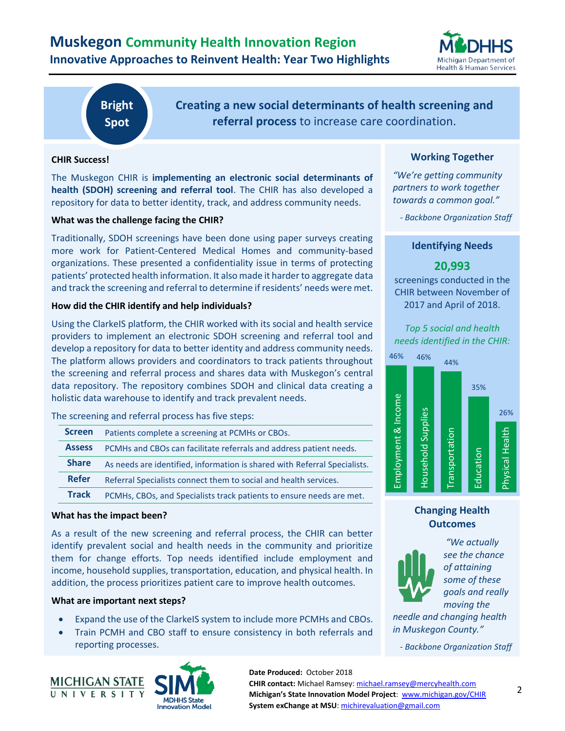# Muskegon Community Health Innovation Region

## Innovative Approaches to Reinvent Health: Year Two Highlights

**Bright Spot**

**Creating a new social determinants of health screening and referral process** to increase care coordination.

**CHIR Success!**

The Muskegon CHIR is **implementing an electronic social determinants of health (SDOH) screening and referral tool**. The CHIR has also developed a repository for data to better identity, track, and address community needs.

**What was the challenge facing the CHIR?**

Traditionally, SDOH screenings have been done using paper surveys creating more work for Patient-Centered Medical Homes and community-based organizations. These presented a confidentiality issue in terms of protecting patients' protected health information. It also made it harder to aggregate data and track the screening and referral to determine if residents' needs were met.

**How did the CHIR identify and help individuals?**

Using the ClarkeIS platform, the CHIR worked with its social and health service providers to implement an electronic SDOH screening and referral tool and develop a repository for data to better identity and address community needs. The platform allows providers and coordinators to track patients throughout the screening and referral process and shares data with Muskegon's central data repository. The repository combines SDOH and clinical data creating a holistic data warehouse to identify and track prevalent needs.

The screening and referral process has five steps:

| Step | Description |
|---|---|
| **Screen** | Patients complete a screening at PCMHs or CBOs. |
| **Assess** | PCMHs and CBOs can facilitate referrals and address patient needs. |
| **Share** | As needs are identified, information is shared with Referral Specialists. |
| **Refer** | Referral Specialists connect them to social and health services. |
| **Track** | PCMHs, CBOs, and Specialists track patients to ensure needs are met. |

**What has the impact been?**

As a result of the new screening and referral process, the CHIR can better identify prevalent social and health needs in the community and prioritize them for change efforts. Top needs identified include employment and income, household supplies, transportation, education, and physical health. In addition, the process prioritizes patient care to improve health outcomes.

**What are important next steps?**

- Expand the use of the ClarkeIS system to include more PCMHs and CBOs.
- Train PCMH and CBO staff to ensure consistency in both referrals and reporting processes.

### Working Together

*"We're getting community partners to work together towards a common goal."*

*- Backbone Organization Staff*

### Identifying Needs

**20,993**

screenings conducted in the CHIR between November of 2017 and April of 2018.

*Top 5 social and health needs identified in the CHIR:*

| Need | Percent |
|---|---|
| Employment & Income | 46% |
| Household Supplies | 46% |
| Transportation | 44% |
| Education | 35% |
| Physical Health | 26% |

### Changing Health Outcomes

*"We actually see the chance of attaining some of these goals and really moving the needle and changing health in Muskegon County."*

*- Backbone Organization Staff*

**Date Produced:** October 2018
**CHIR contact:** Michael Ramsey: michael.ramsey@mercyhealth.com
**Michigan's State Innovation Model Project**: www.michigan.gov/CHIR
**System exChange at MSU**: michirevaluation@gmail.com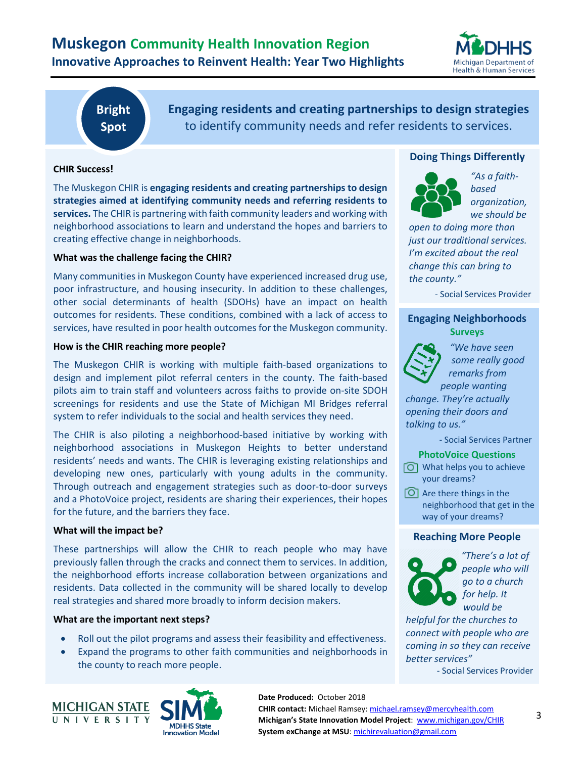# Muskegon Community Health Innovation Region

## Innovative Approaches to Reinvent Health: Year Two Highlights

**Bright Spot**

**Engaging residents and creating partnerships to design strategies** to identify community needs and refer residents to services.

**CHIR Success!**

The Muskegon CHIR is **engaging residents and creating partnerships to design strategies aimed at identifying community needs and referring residents to services.** The CHIR is partnering with faith community leaders and working with neighborhood associations to learn and understand the hopes and barriers to creating effective change in neighborhoods.

**What was the challenge facing the CHIR?**

Many communities in Muskegon County have experienced increased drug use, poor infrastructure, and housing insecurity. In addition to these challenges, other social determinants of health (SDOHs) have an impact on health outcomes for residents. These conditions, combined with a lack of access to services, have resulted in poor health outcomes for the Muskegon community.

**How is the CHIR reaching more people?**

The Muskegon CHIR is working with multiple faith-based organizations to design and implement pilot referral centers in the county. The faith-based pilots aim to train staff and volunteers across faiths to provide on-site SDOH screenings for residents and use the State of Michigan MI Bridges referral system to refer individuals to the social and health services they need.

The CHIR is also piloting a neighborhood-based initiative by working with neighborhood associations in Muskegon Heights to better understand residents' needs and wants. The CHIR is leveraging existing relationships and developing new ones, particularly with young adults in the community. Through outreach and engagement strategies such as door-to-door surveys and a PhotoVoice project, residents are sharing their experiences, their hopes for the future, and the barriers they face.

**What will the impact be?**

These partnerships will allow the CHIR to reach people who may have previously fallen through the cracks and connect them to services. In addition, the neighborhood efforts increase collaboration between organizations and residents. Data collected in the community will be shared locally to develop real strategies and shared more broadly to inform decision makers.

**What are the important next steps?**

- Roll out the pilot programs and assess their feasibility and effectiveness.
- Expand the programs to other faith communities and neighborhoods in the county to reach more people.

### Doing Things Differently

*"As a faith-based organization, we should be open to doing more than just our traditional services. I'm excited about the real change this can bring to the county."*

- Social Services Provider

### Engaging Neighborhoods

**Surveys**

*"We have seen some really good remarks from people wanting change. They're actually opening their doors and talking to us."*

- Social Services Partner

**PhotoVoice Questions**

- What helps you to achieve your dreams?
- Are there things in the neighborhood that get in the way of your dreams?

### Reaching More People

*"There's a lot of people who will go to a church for help. It would be helpful for the churches to connect with people who are coming in so they can receive better services"*

- Social Services Provider

**Date Produced:** October 2018
**CHIR contact:** Michael Ramsey: michael.ramsey@mercyhealth.com
**Michigan's State Innovation Model Project**: www.michigan.gov/CHIR
**System exChange at MSU**: michirevaluation@gmail.com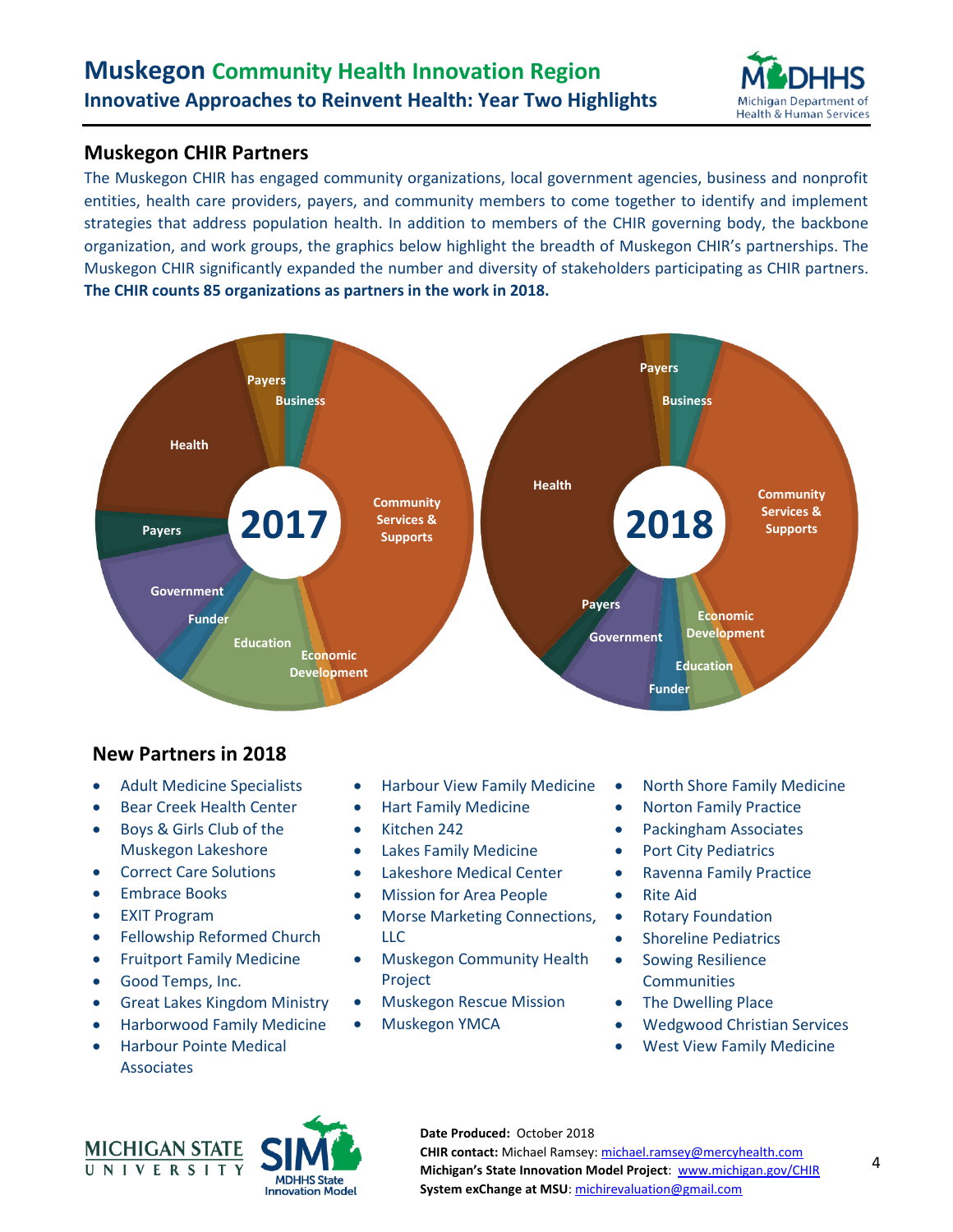# Muskegon Community Health Innovation Region

## Innovative Approaches to Reinvent Health: Year Two Highlights

### Muskegon CHIR Partners

The Muskegon CHIR has engaged community organizations, local government agencies, business and nonprofit entities, health care providers, payers, and community members to come together to identify and implement strategies that address population health. In addition to members of the CHIR governing body, the backbone organization, and work groups, the graphics below highlight the breadth of Muskegon CHIR's partnerships. The Muskegon CHIR significantly expanded the number and diversity of stakeholders participating as CHIR partners. **The CHIR counts 85 organizations as partners in the work in 2018.**

2017

Payers
Business
Health
Community Services & Supports
Payers
Government
Funder
Education
Economic Development

2018

Payers
Business
Health
Community Services & Supports
Payers
Government
Economic Development
Education
Funder

### New Partners in 2018

- Adult Medicine Specialists
- Bear Creek Health Center
- Boys & Girls Club of the Muskegon Lakeshore
- Correct Care Solutions
- Embrace Books
- EXIT Program
- Fellowship Reformed Church
- Fruitport Family Medicine
- Good Temps, Inc.
- Great Lakes Kingdom Ministry
- Harborwood Family Medicine
- Harbour Pointe Medical Associates
- Harbour View Family Medicine
- Hart Family Medicine
- Kitchen 242
- Lakes Family Medicine
- Lakeshore Medical Center
- Mission for Area People
- Morse Marketing Connections, LLC
- Muskegon Community Health Project
- Muskegon Rescue Mission
- Muskegon YMCA
- North Shore Family Medicine
- Norton Family Practice
- Packingham Associates
- Port City Pediatrics
- Ravenna Family Practice
- Rite Aid
- Rotary Foundation
- Shoreline Pediatrics
- Sowing Resilience Communities
- The Dwelling Place
- Wedgwood Christian Services
- West View Family Medicine

**Date Produced:** October 2018
**CHIR contact:** Michael Ramsey: michael.ramsey@mercyhealth.com
**Michigan's State Innovation Model Project**: www.michigan.gov/CHIR
**System exChange at MSU**: michirevaluation@gmail.com